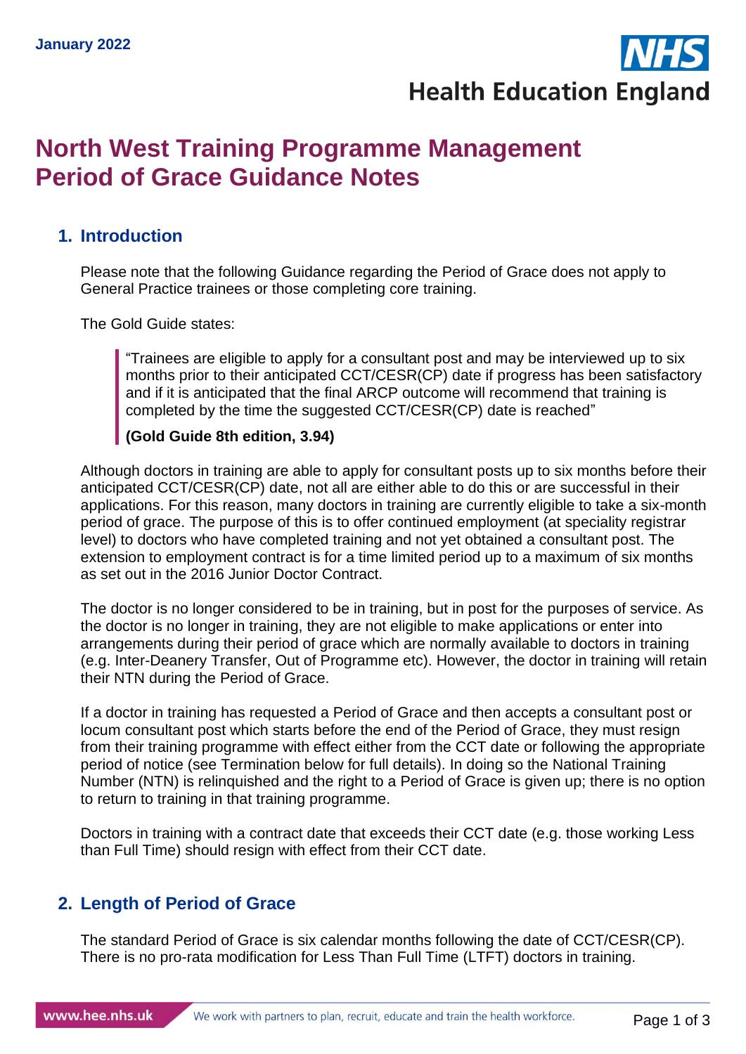January 2022

# North West Training Programme Management Period of Grace Guidance Notes

## 1. Introduction

Please note that the following Guidance regarding the Period of Grace does not apply to General Practice trainees or those completing core training.

The Gold Guide states:

> "Trainees are eligible to apply for a consultant post and may be interviewed up to six months prior to their anticipated CCT/CESR(CP) date if progress has been satisfactory and if it is anticipated that the final ARCP outcome will recommend that training is completed by the time the suggested CCT/CESR(CP) date is reached"
>
> **(Gold Guide 8th edition, 3.94)**

Although doctors in training are able to apply for consultant posts up to six months before their anticipated CCT/CESR(CP) date, not all are either able to do this or are successful in their applications. For this reason, many doctors in training are currently eligible to take a six-month period of grace. The purpose of this is to offer continued employment (at speciality registrar level) to doctors who have completed training and not yet obtained a consultant post. The extension to employment contract is for a time limited period up to a maximum of six months as set out in the 2016 Junior Doctor Contract.

The doctor is no longer considered to be in training, but in post for the purposes of service. As the doctor is no longer in training, they are not eligible to make applications or enter into arrangements during their period of grace which are normally available to doctors in training (e.g. Inter-Deanery Transfer, Out of Programme etc). However, the doctor in training will retain their NTN during the Period of Grace.

If a doctor in training has requested a Period of Grace and then accepts a consultant post or locum consultant post which starts before the end of the Period of Grace, they must resign from their training programme with effect either from the CCT date or following the appropriate period of notice (see Termination below for full details). In doing so the National Training Number (NTN) is relinquished and the right to a Period of Grace is given up; there is no option to return to training in that training programme.

Doctors in training with a contract date that exceeds their CCT date (e.g. those working Less than Full Time) should resign with effect from their CCT date.

## 2. Length of Period of Grace

The standard Period of Grace is six calendar months following the date of CCT/CESR(CP). There is no pro-rata modification for Less Than Full Time (LTFT) doctors in training.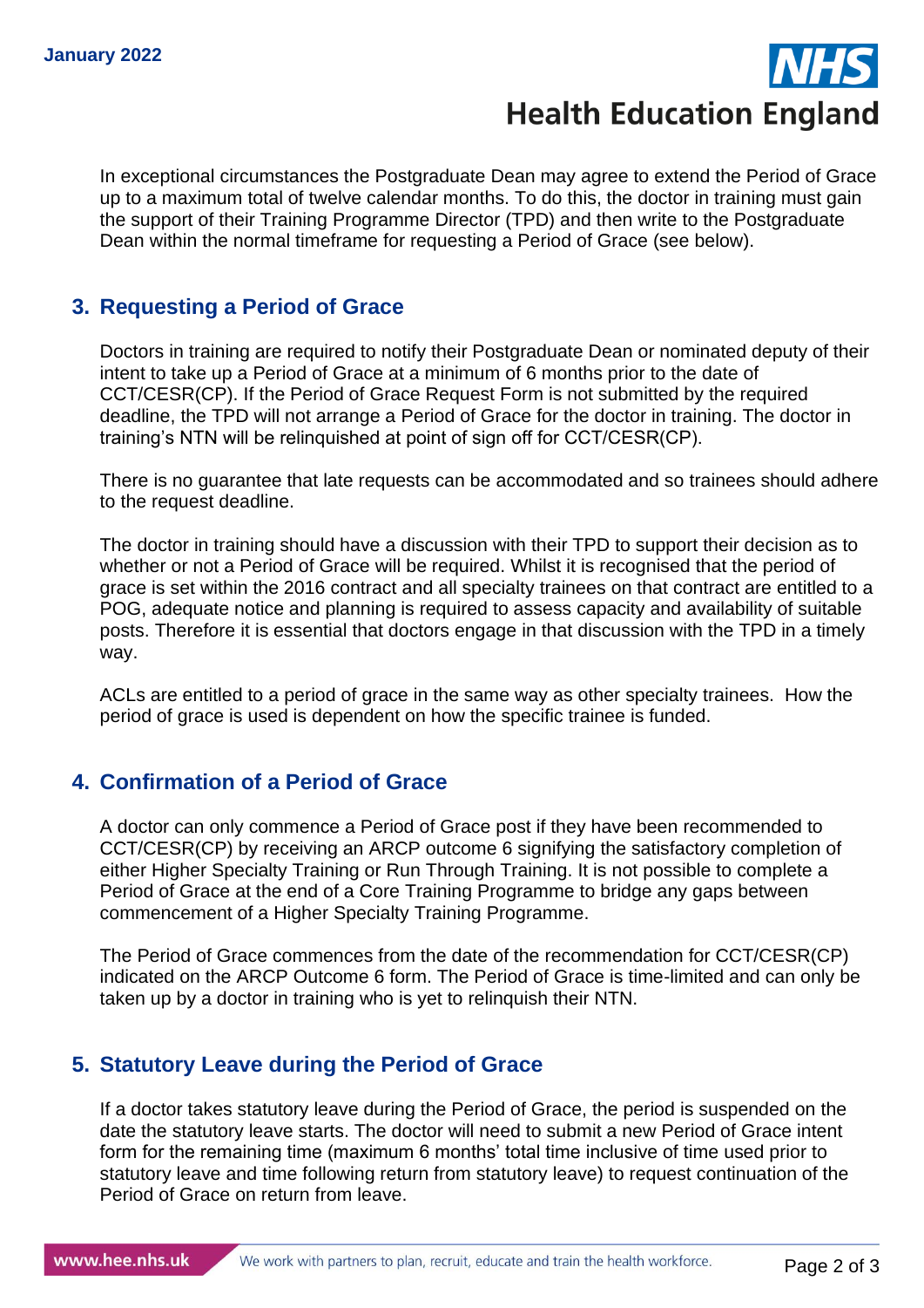In exceptional circumstances the Postgraduate Dean may agree to extend the Period of Grace up to a maximum total of twelve calendar months. To do this, the doctor in training must gain the support of their Training Programme Director (TPD) and then write to the Postgraduate Dean within the normal timeframe for requesting a Period of Grace (see below).

## 3. Requesting a Period of Grace

Doctors in training are required to notify their Postgraduate Dean or nominated deputy of their intent to take up a Period of Grace at a minimum of 6 months prior to the date of CCT/CESR(CP). If the Period of Grace Request Form is not submitted by the required deadline, the TPD will not arrange a Period of Grace for the doctor in training. The doctor in training's NTN will be relinquished at point of sign off for CCT/CESR(CP).

There is no guarantee that late requests can be accommodated and so trainees should adhere to the request deadline.

The doctor in training should have a discussion with their TPD to support their decision as to whether or not a Period of Grace will be required. Whilst it is recognised that the period of grace is set within the 2016 contract and all specialty trainees on that contract are entitled to a POG, adequate notice and planning is required to assess capacity and availability of suitable posts. Therefore it is essential that doctors engage in that discussion with the TPD in a timely way.

ACLs are entitled to a period of grace in the same way as other specialty trainees. How the period of grace is used is dependent on how the specific trainee is funded.

## 4. Confirmation of a Period of Grace

A doctor can only commence a Period of Grace post if they have been recommended to CCT/CESR(CP) by receiving an ARCP outcome 6 signifying the satisfactory completion of either Higher Specialty Training or Run Through Training. It is not possible to complete a Period of Grace at the end of a Core Training Programme to bridge any gaps between commencement of a Higher Specialty Training Programme.

The Period of Grace commences from the date of the recommendation for CCT/CESR(CP) indicated on the ARCP Outcome 6 form. The Period of Grace is time-limited and can only be taken up by a doctor in training who is yet to relinquish their NTN.

## 5. Statutory Leave during the Period of Grace

If a doctor takes statutory leave during the Period of Grace, the period is suspended on the date the statutory leave starts. The doctor will need to submit a new Period of Grace intent form for the remaining time (maximum 6 months' total time inclusive of time used prior to statutory leave and time following return from statutory leave) to request continuation of the Period of Grace on return from leave.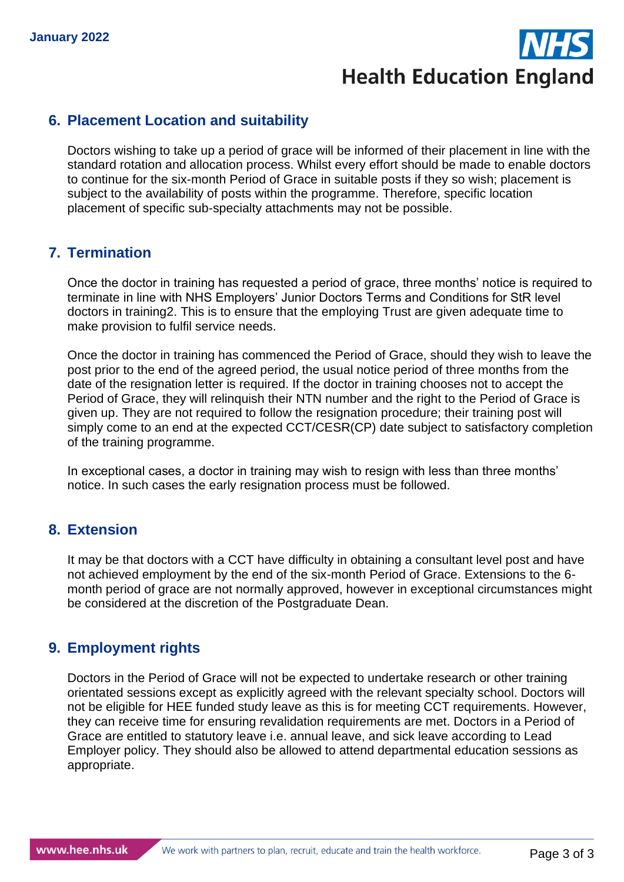## 6. Placement Location and suitability

Doctors wishing to take up a period of grace will be informed of their placement in line with the standard rotation and allocation process. Whilst every effort should be made to enable doctors to continue for the six-month Period of Grace in suitable posts if they so wish; placement is subject to the availability of posts within the programme. Therefore, specific location placement of specific sub-specialty attachments may not be possible.

## 7. Termination

Once the doctor in training has requested a period of grace, three months' notice is required to terminate in line with NHS Employers' Junior Doctors Terms and Conditions for StR level doctors in training2. This is to ensure that the employing Trust are given adequate time to make provision to fulfil service needs.

Once the doctor in training has commenced the Period of Grace, should they wish to leave the post prior to the end of the agreed period, the usual notice period of three months from the date of the resignation letter is required. If the doctor in training chooses not to accept the Period of Grace, they will relinquish their NTN number and the right to the Period of Grace is given up. They are not required to follow the resignation procedure; their training post will simply come to an end at the expected CCT/CESR(CP) date subject to satisfactory completion of the training programme.

In exceptional cases, a doctor in training may wish to resign with less than three months' notice. In such cases the early resignation process must be followed.

## 8. Extension

It may be that doctors with a CCT have difficulty in obtaining a consultant level post and have not achieved employment by the end of the six-month Period of Grace. Extensions to the 6-month period of grace are not normally approved, however in exceptional circumstances might be considered at the discretion of the Postgraduate Dean.

## 9. Employment rights

Doctors in the Period of Grace will not be expected to undertake research or other training orientated sessions except as explicitly agreed with the relevant specialty school. Doctors will not be eligible for HEE funded study leave as this is for meeting CCT requirements. However, they can receive time for ensuring revalidation requirements are met. Doctors in a Period of Grace are entitled to statutory leave i.e. annual leave, and sick leave according to Lead Employer policy. They should also be allowed to attend departmental education sessions as appropriate.